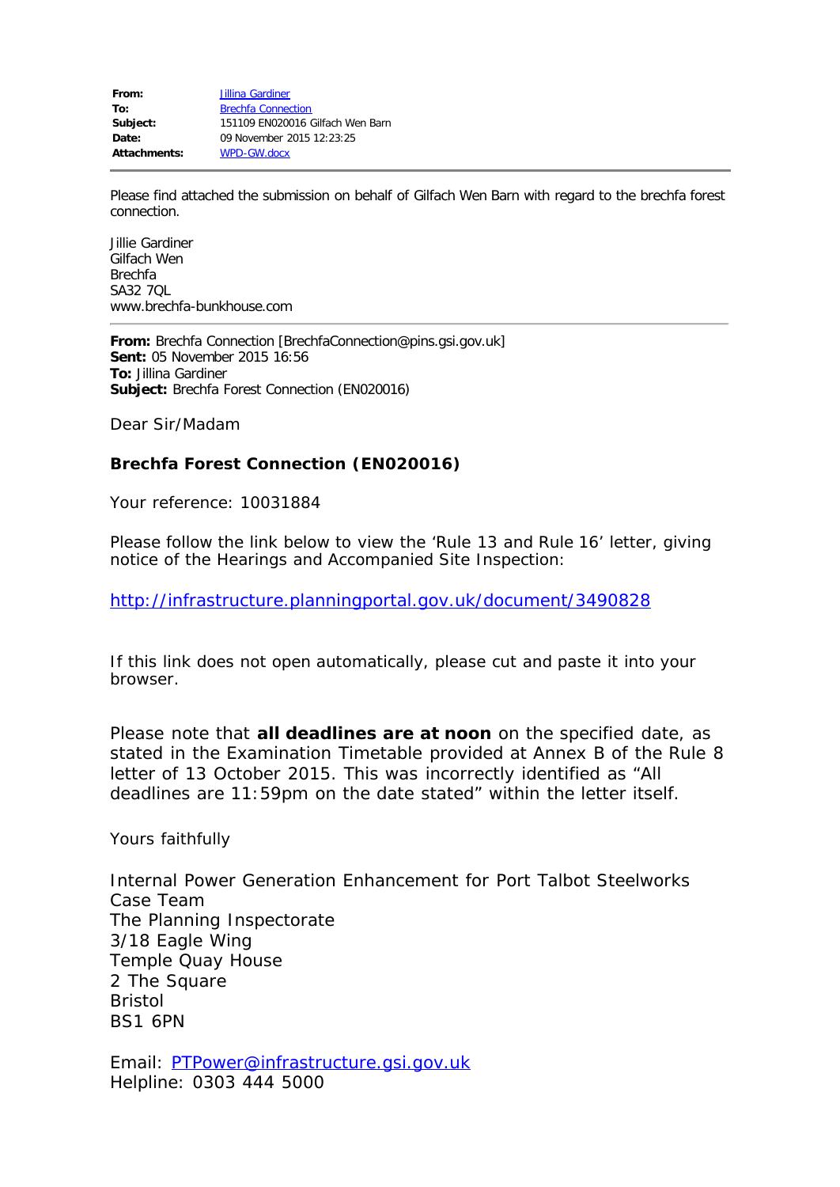| | |
|---|---|
| **From:** | Jillina Gardiner |
| **To:** | Brechfa Connection |
| **Subject:** | 151109 EN020016 Gilfach Wen Barn |
| **Date:** | 09 November 2015 12:23:25 |
| **Attachments:** | WPD-GW.docx |

---

Please find attached the submission on behalf of Gilfach Wen Barn with regard to the brechfa forest connection.

Jillie Gardiner
Gilfach Wen
Brechfa
SA32 7QL
www.brechfa-bunkhouse.com

---

**From:** Brechfa Connection [BrechfaConnection@pins.gsi.gov.uk]
**Sent:** 05 November 2015 16:56
**To:** Jillina Gardiner
**Subject:** Brechfa Forest Connection (EN020016)

Dear Sir/Madam

**Brechfa Forest Connection (EN020016)**

Your reference: 10031884

Please follow the link below to view the 'Rule 13 and Rule 16' letter, giving notice of the Hearings and Accompanied Site Inspection:

http://infrastructure.planningportal.gov.uk/document/3490828

If this link does not open automatically, please cut and paste it into your browser.

Please note that **all deadlines are at noon** on the specified date, as stated in the Examination Timetable provided at Annex B of the Rule 8 letter of 13 October 2015. This was incorrectly identified as "All deadlines are 11:59pm on the date stated" within the letter itself.

Yours faithfully

Internal Power Generation Enhancement for Port Talbot Steelworks
Case Team
The Planning Inspectorate
3/18 Eagle Wing
Temple Quay House
2 The Square
Bristol
BS1 6PN

Email: PTPower@infrastructure.gsi.gov.uk
Helpline: 0303 444 5000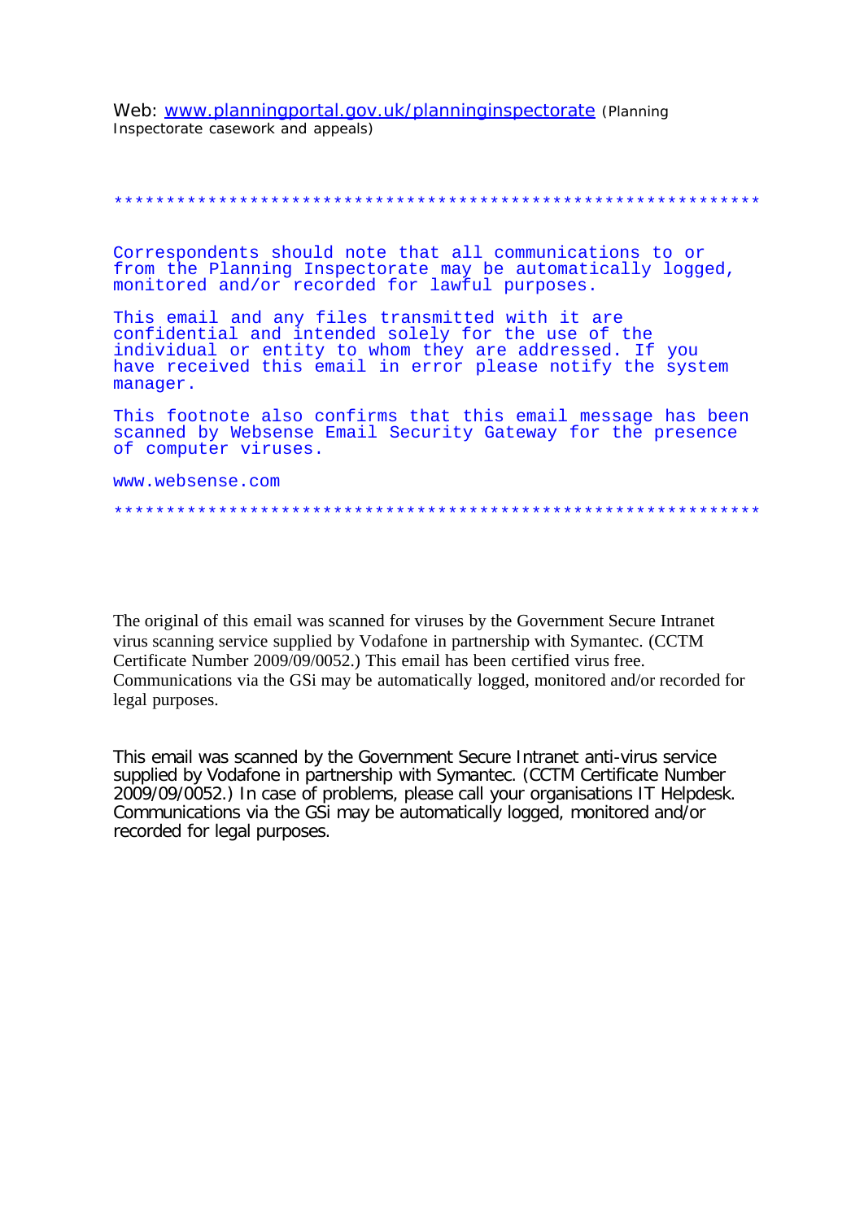Web: [www.planningportal.gov.uk/planninginspectorate](http://www.planningportal.gov.uk/planninginspectorate) (Planning Inspectorate casework and appeals)

**************************************************************

Correspondents should note that all communications to or from the Planning Inspectorate may be automatically logged, monitored and/or recorded for lawful purposes.

This email and any files transmitted with it are confidential and intended solely for the use of the individual or entity to whom they are addressed. If you have received this email in error please notify the system manager.

This footnote also confirms that this email message has been scanned by Websense Email Security Gateway for the presence of computer viruses.

www.websense.com

**************************************************************

The original of this email was scanned for viruses by the Government Secure Intranet virus scanning service supplied by Vodafone in partnership with Symantec. (CCTM Certificate Number 2009/09/0052.) This email has been certified virus free.
Communications via the GSi may be automatically logged, monitored and/or recorded for legal purposes.

This email was scanned by the Government Secure Intranet anti-virus service supplied by Vodafone in partnership with Symantec. (CCTM Certificate Number 2009/09/0052.) In case of problems, please call your organisations IT Helpdesk.
Communications via the GSi may be automatically logged, monitored and/or recorded for legal purposes.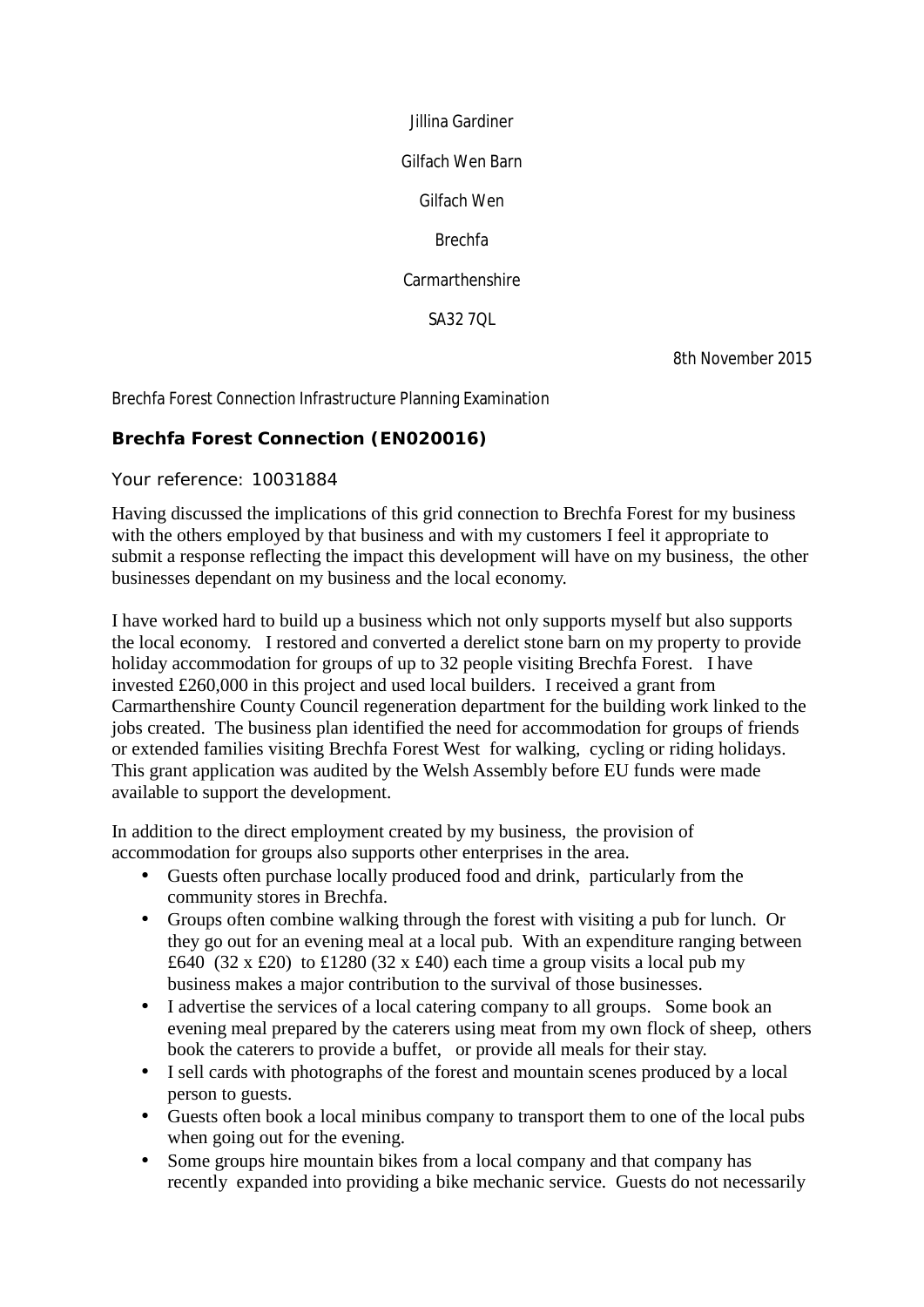Jillina Gardiner

Gilfach Wen Barn

Gilfach Wen

Brechfa

Carmarthenshire

SA32 7QL

8th November 2015

Brechfa Forest Connection Infrastructure Planning Examination

**Brechfa Forest Connection (EN020016)**

Your reference: 10031884

Having discussed the implications of this grid connection to Brechfa Forest for my business with the others employed by that business and with my customers I feel it appropriate to submit a response reflecting the impact this development will have on my business, the other businesses dependant on my business and the local economy.

I have worked hard to build up a business which not only supports myself but also supports the local economy. I restored and converted a derelict stone barn on my property to provide holiday accommodation for groups of up to 32 people visiting Brechfa Forest. I have invested £260,000 in this project and used local builders. I received a grant from Carmarthenshire County Council regeneration department for the building work linked to the jobs created. The business plan identified the need for accommodation for groups of friends or extended families visiting Brechfa Forest West for walking, cycling or riding holidays. This grant application was audited by the Welsh Assembly before EU funds were made available to support the development.

In addition to the direct employment created by my business, the provision of accommodation for groups also supports other enterprises in the area.

- Guests often purchase locally produced food and drink, particularly from the community stores in Brechfa.
- Groups often combine walking through the forest with visiting a pub for lunch. Or they go out for an evening meal at a local pub. With an expenditure ranging between £640 (32 x £20) to £1280 (32 x £40) each time a group visits a local pub my business makes a major contribution to the survival of those businesses.
- I advertise the services of a local catering company to all groups. Some book an evening meal prepared by the caterers using meat from my own flock of sheep, others book the caterers to provide a buffet, or provide all meals for their stay.
- I sell cards with photographs of the forest and mountain scenes produced by a local person to guests.
- Guests often book a local minibus company to transport them to one of the local pubs when going out for the evening.
- Some groups hire mountain bikes from a local company and that company has recently expanded into providing a bike mechanic service. Guests do not necessarily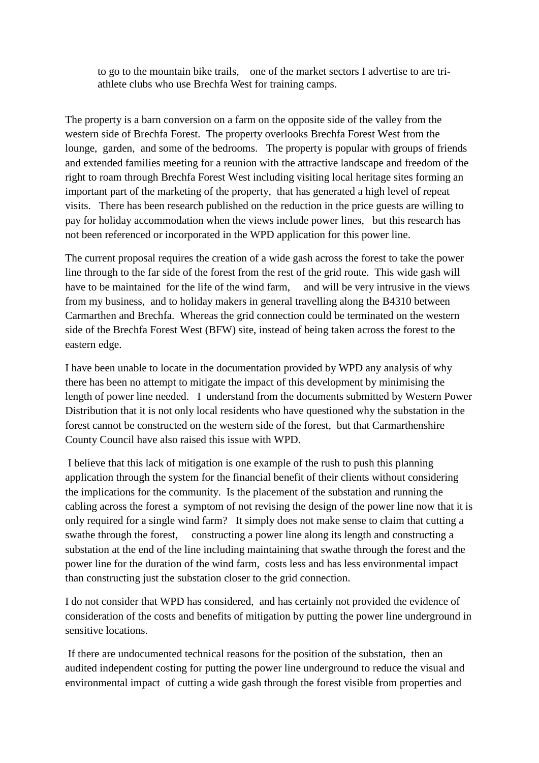to go to the mountain bike trails, one of the market sectors I advertise to are tri-athlete clubs who use Brechfa West for training camps.

The property is a barn conversion on a farm on the opposite side of the valley from the western side of Brechfa Forest. The property overlooks Brechfa Forest West from the lounge, garden, and some of the bedrooms. The property is popular with groups of friends and extended families meeting for a reunion with the attractive landscape and freedom of the right to roam through Brechfa Forest West including visiting local heritage sites forming an important part of the marketing of the property, that has generated a high level of repeat visits. There has been research published on the reduction in the price guests are willing to pay for holiday accommodation when the views include power lines, but this research has not been referenced or incorporated in the WPD application for this power line.

The current proposal requires the creation of a wide gash across the forest to take the power line through to the far side of the forest from the rest of the grid route. This wide gash will have to be maintained for the life of the wind farm, and will be very intrusive in the views from my business, and to holiday makers in general travelling along the B4310 between Carmarthen and Brechfa. Whereas the grid connection could be terminated on the western side of the Brechfa Forest West (BFW) site, instead of being taken across the forest to the eastern edge.

I have been unable to locate in the documentation provided by WPD any analysis of why there has been no attempt to mitigate the impact of this development by minimising the length of power line needed. I understand from the documents submitted by Western Power Distribution that it is not only local residents who have questioned why the substation in the forest cannot be constructed on the western side of the forest, but that Carmarthenshire County Council have also raised this issue with WPD.

I believe that this lack of mitigation is one example of the rush to push this planning application through the system for the financial benefit of their clients without considering the implications for the community. Is the placement of the substation and running the cabling across the forest a symptom of not revising the design of the power line now that it is only required for a single wind farm? It simply does not make sense to claim that cutting a swathe through the forest, constructing a power line along its length and constructing a substation at the end of the line including maintaining that swathe through the forest and the power line for the duration of the wind farm, costs less and has less environmental impact than constructing just the substation closer to the grid connection.

I do not consider that WPD has considered, and has certainly not provided the evidence of consideration of the costs and benefits of mitigation by putting the power line underground in sensitive locations.

If there are undocumented technical reasons for the position of the substation, then an audited independent costing for putting the power line underground to reduce the visual and environmental impact of cutting a wide gash through the forest visible from properties and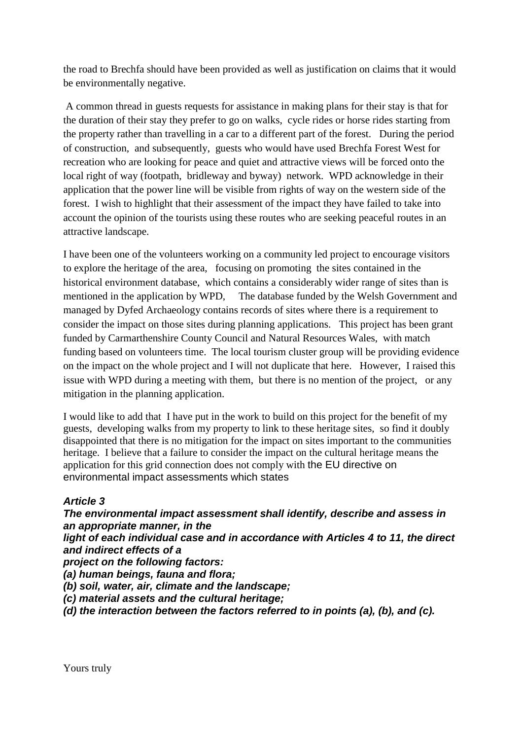the road to Brechfa should have been provided as well as justification on claims that it would be environmentally negative.

A common thread in guests requests for assistance in making plans for their stay is that for the duration of their stay they prefer to go on walks, cycle rides or horse rides starting from the property rather than travelling in a car to a different part of the forest. During the period of construction, and subsequently, guests who would have used Brechfa Forest West for recreation who are looking for peace and quiet and attractive views will be forced onto the local right of way (footpath, bridleway and byway) network. WPD acknowledge in their application that the power line will be visible from rights of way on the western side of the forest. I wish to highlight that their assessment of the impact they have failed to take into account the opinion of the tourists using these routes who are seeking peaceful routes in an attractive landscape.

I have been one of the volunteers working on a community led project to encourage visitors to explore the heritage of the area, focusing on promoting the sites contained in the historical environment database, which contains a considerably wider range of sites than is mentioned in the application by WPD, The database funded by the Welsh Government and managed by Dyfed Archaeology contains records of sites where there is a requirement to consider the impact on those sites during planning applications. This project has been grant funded by Carmarthenshire County Council and Natural Resources Wales, with match funding based on volunteers time. The local tourism cluster group will be providing evidence on the impact on the whole project and I will not duplicate that here. However, I raised this issue with WPD during a meeting with them, but there is no mention of the project, or any mitigation in the planning application.

I would like to add that I have put in the work to build on this project for the benefit of my guests, developing walks from my property to link to these heritage sites, so find it doubly disappointed that there is no mitigation for the impact on sites important to the communities heritage. I believe that a failure to consider the impact on the cultural heritage means the application for this grid connection does not comply with the EU directive on environmental impact assessments which states

***Article 3***
***The environmental impact assessment shall identify, describe and assess in an appropriate manner, in the light of each individual case and in accordance with Articles 4 to 11, the direct and indirect effects of a project on the following factors:***
***(a) human beings, fauna and flora;***
***(b) soil, water, air, climate and the landscape;***
***(c) material assets and the cultural heritage;***
***(d) the interaction between the factors referred to in points (a), (b), and (c).***

Yours truly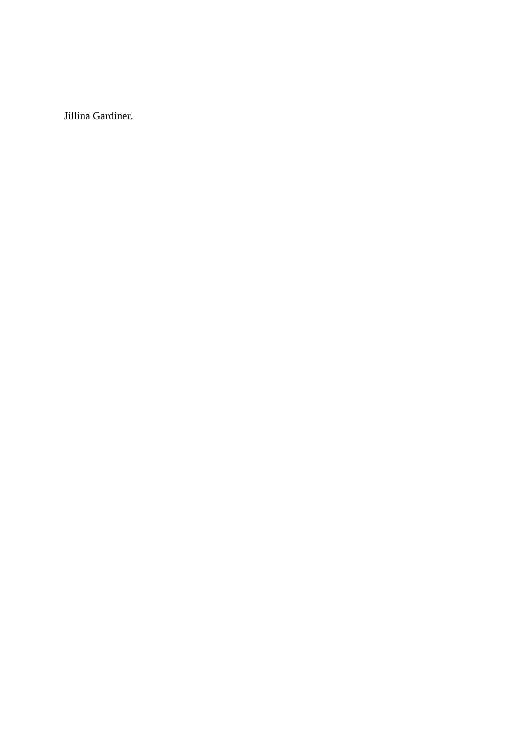Jillina Gardiner.